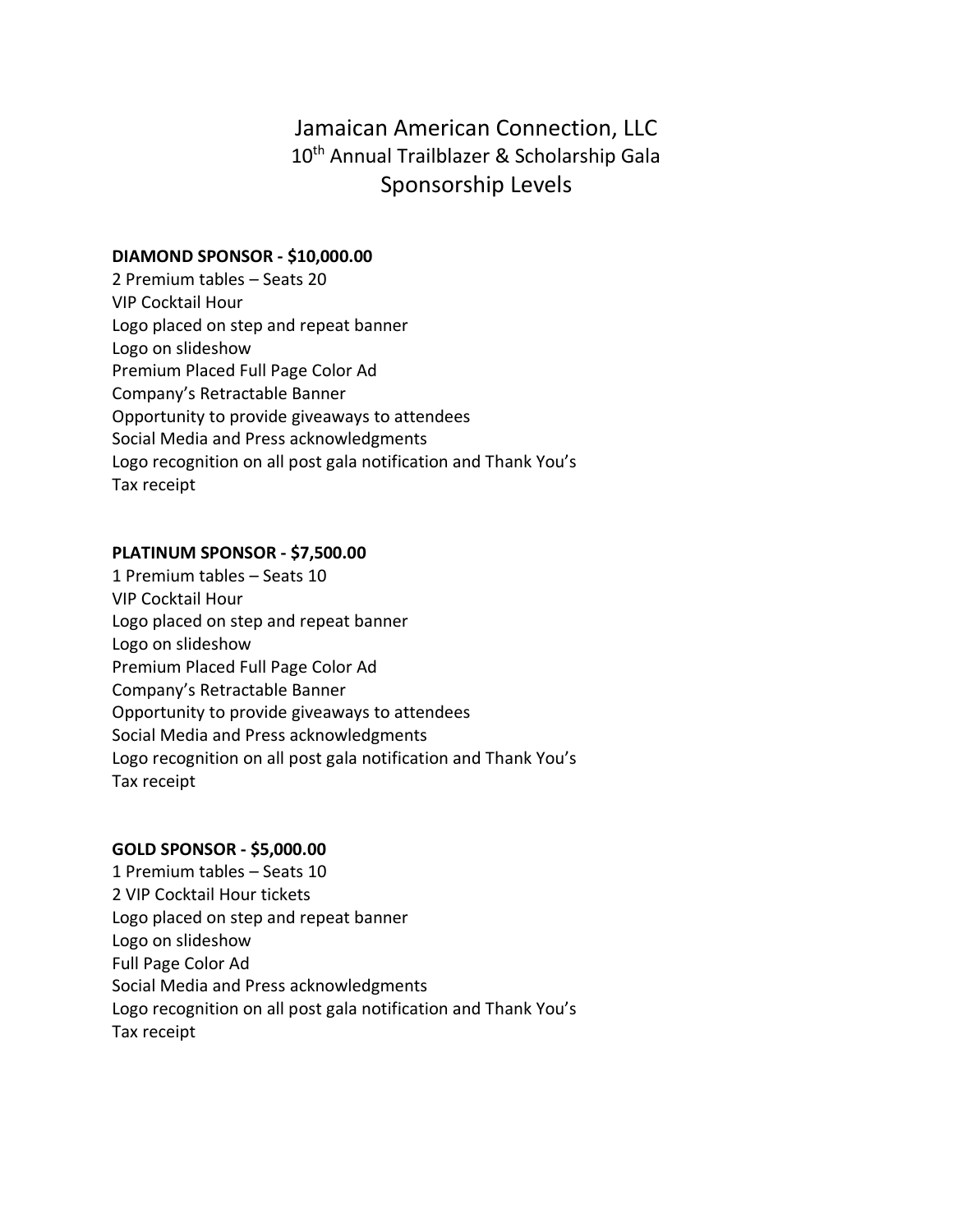# Jamaican American Connection, LLC

## 10th Annual Trailblazer & Scholarship Gala

## Sponsorship Levels

**DIAMOND SPONSOR - $10,000.00**

2 Premium tables – Seats 20
VIP Cocktail Hour
Logo placed on step and repeat banner
Logo on slideshow
Premium Placed Full Page Color Ad
Company's Retractable Banner
Opportunity to provide giveaways to attendees
Social Media and Press acknowledgments
Logo recognition on all post gala notification and Thank You's
Tax receipt

**PLATINUM SPONSOR - $7,500.00**

1 Premium tables – Seats 10
VIP Cocktail Hour
Logo placed on step and repeat banner
Logo on slideshow
Premium Placed Full Page Color Ad
Company's Retractable Banner
Opportunity to provide giveaways to attendees
Social Media and Press acknowledgments
Logo recognition on all post gala notification and Thank You's
Tax receipt

**GOLD SPONSOR - $5,000.00**

1 Premium tables – Seats 10
2 VIP Cocktail Hour tickets
Logo placed on step and repeat banner
Logo on slideshow
Full Page Color Ad
Social Media and Press acknowledgments
Logo recognition on all post gala notification and Thank You's
Tax receipt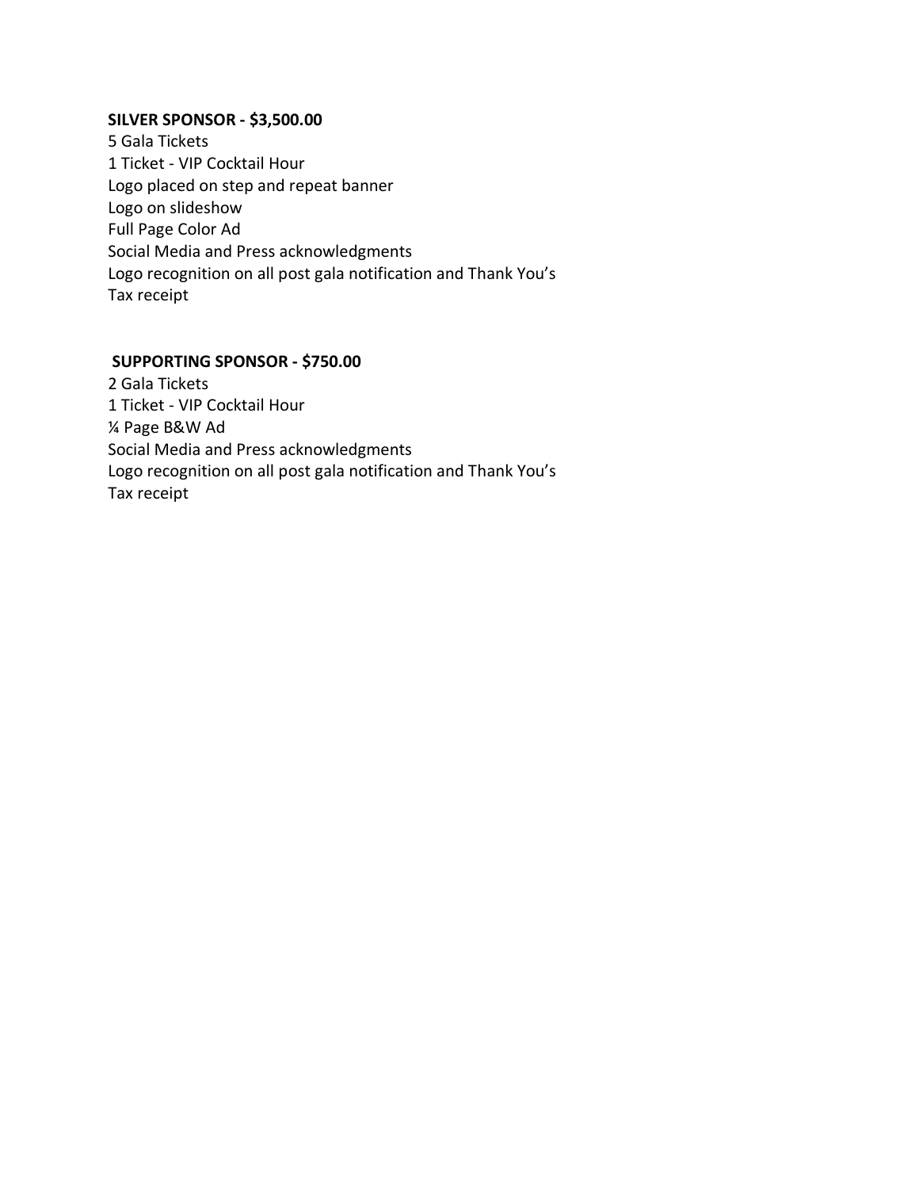**SILVER SPONSOR - $3,500.00**

5 Gala Tickets
1 Ticket - VIP Cocktail Hour
Logo placed on step and repeat banner
Logo on slideshow
Full Page Color Ad
Social Media and Press acknowledgments
Logo recognition on all post gala notification and Thank You's
Tax receipt

**SUPPORTING SPONSOR - $750.00**

2 Gala Tickets
1 Ticket - VIP Cocktail Hour
¼ Page B&W Ad
Social Media and Press acknowledgments
Logo recognition on all post gala notification and Thank You's
Tax receipt